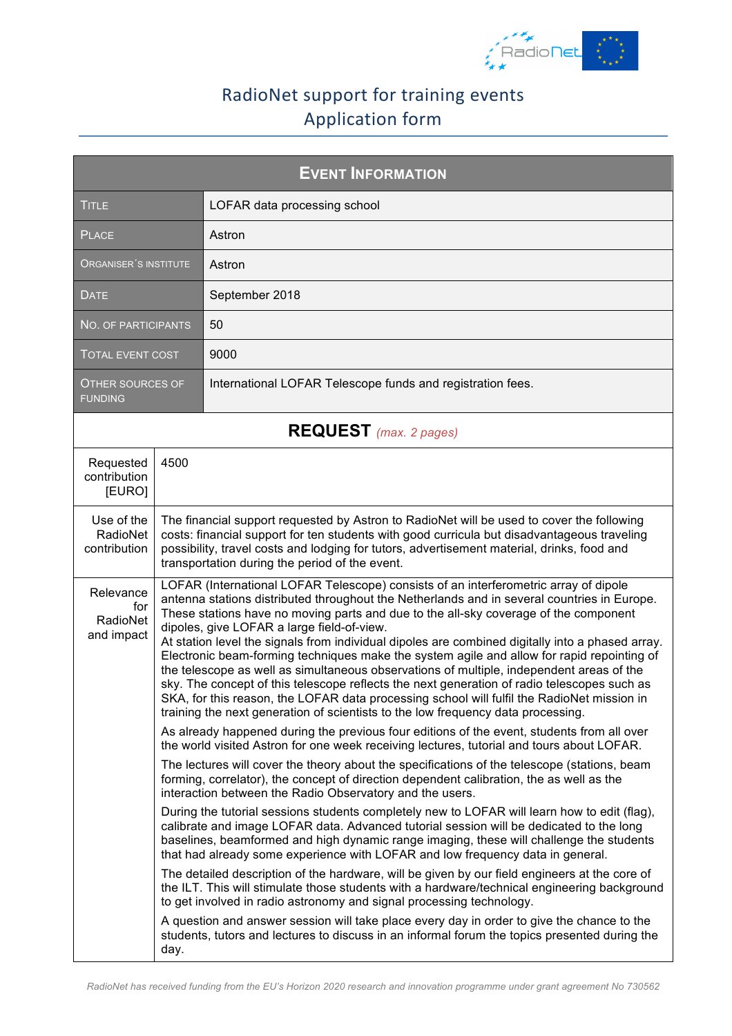# RadioNet support for training events
## Application form

| **EVENT INFORMATION** | |
|---|---|
| TITLE | LOFAR data processing school |
| PLACE | Astron |
| ORGANISER´S INSTITUTE | Astron |
| DATE | September 2018 |
| NO. OF PARTICIPANTS | 50 |
| TOTAL EVENT COST | 9000 |
| OTHER SOURCES OF FUNDING | International LOFAR Telescope funds and registration fees. |

## REQUEST *(max. 2 pages)*

| | |
|---|---|
| Requested contribution [EURO] | 4500 |
| Use of the RadioNet contribution | The financial support requested by Astron to RadioNet will be used to cover the following costs: financial support for ten students with good curricula but disadvantageous traveling possibility, travel costs and lodging for tutors, advertisement material, drinks, food and transportation during the period of the event. |
| Relevance for RadioNet and impact | LOFAR (International LOFAR Telescope) consists of an interferometric array of dipole antenna stations distributed throughout the Netherlands and in several countries in Europe. These stations have no moving parts and due to the all-sky coverage of the component dipoles, give LOFAR a large field-of-view.<br>At station level the signals from individual dipoles are combined digitally into a phased array. Electronic beam-forming techniques make the system agile and allow for rapid repointing of the telescope as well as simultaneous observations of multiple, independent areas of the sky. The concept of this telescope reflects the next generation of radio telescopes such as SKA, for this reason, the LOFAR data processing school will fulfil the RadioNet mission in training the next generation of scientists to the low frequency data processing.<br><br>As already happened during the previous four editions of the event, students from all over the world visited Astron for one week receiving lectures, tutorial and tours about LOFAR.<br><br>The lectures will cover the theory about the specifications of the telescope (stations, beam forming, correlator), the concept of direction dependent calibration, the as well as the interaction between the Radio Observatory and the users.<br><br>During the tutorial sessions students completely new to LOFAR will learn how to edit (flag), calibrate and image LOFAR data. Advanced tutorial session will be dedicated to the long baselines, beamformed and high dynamic range imaging, these will challenge the students that had already some experience with LOFAR and low frequency data in general.<br><br>The detailed description of the hardware, will be given by our field engineers at the core of the ILT. This will stimulate those students with a hardware/technical engineering background to get involved in radio astronomy and signal processing technology.<br><br>A question and answer session will take place every day in order to give the chance to the students, tutors and lectures to discuss in an informal forum the topics presented during the day. |

*RadioNet has received funding from the EU's Horizon 2020 research and innovation programme under grant agreement No 730562*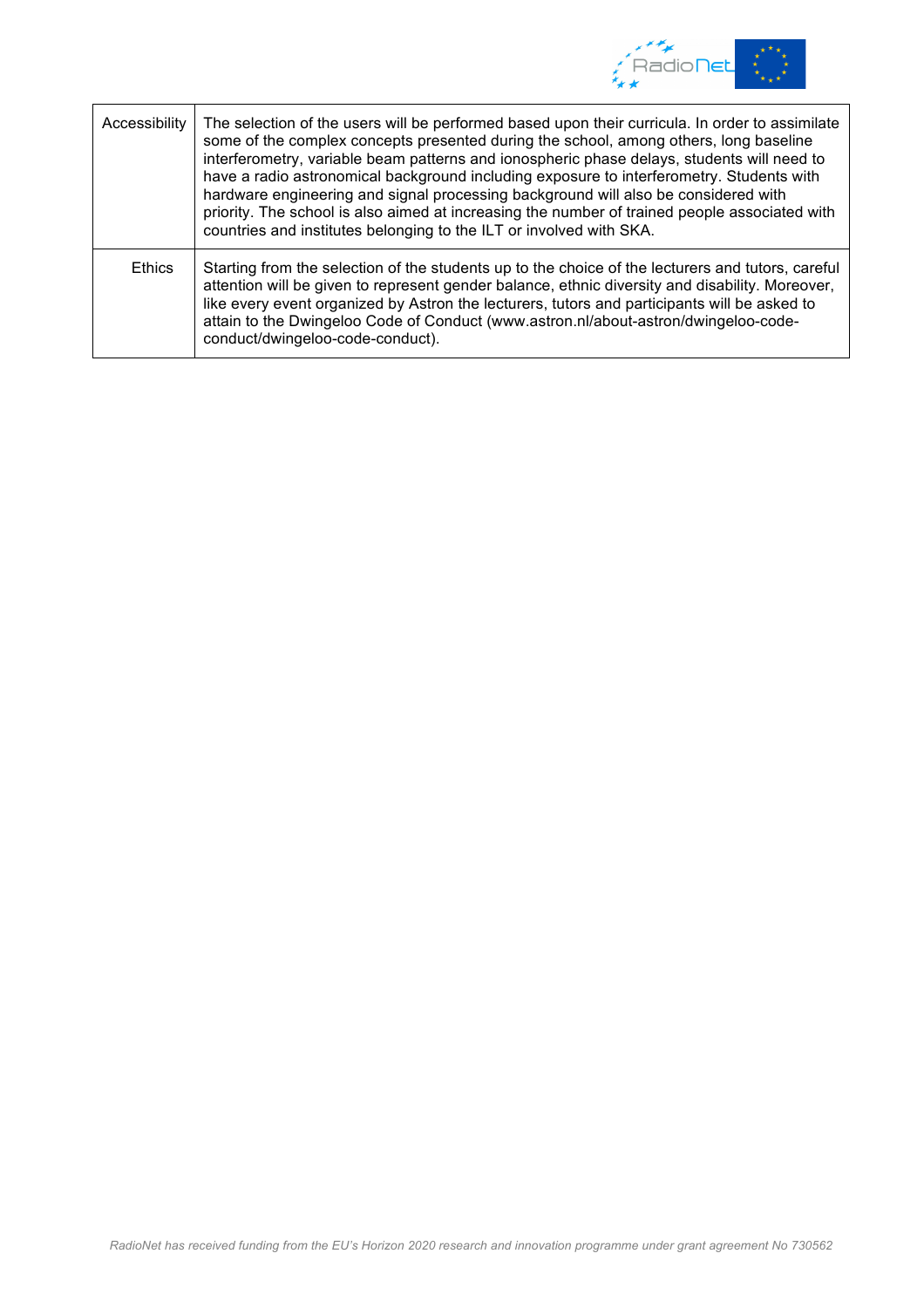| | |
|---|---|
| Accessibility | The selection of the users will be performed based upon their curricula. In order to assimilate some of the complex concepts presented during the school, among others, long baseline interferometry, variable beam patterns and ionospheric phase delays, students will need to have a radio astronomical background including exposure to interferometry. Students with hardware engineering and signal processing background will also be considered with priority. The school is also aimed at increasing the number of trained people associated with countries and institutes belonging to the ILT or involved with SKA. |
| Ethics | Starting from the selection of the students up to the choice of the lecturers and tutors, careful attention will be given to represent gender balance, ethnic diversity and disability. Moreover, like every event organized by Astron the lecturers, tutors and participants will be asked to attain to the Dwingeloo Code of Conduct (www.astron.nl/about-astron/dwingeloo-code-conduct/dwingeloo-code-conduct). |